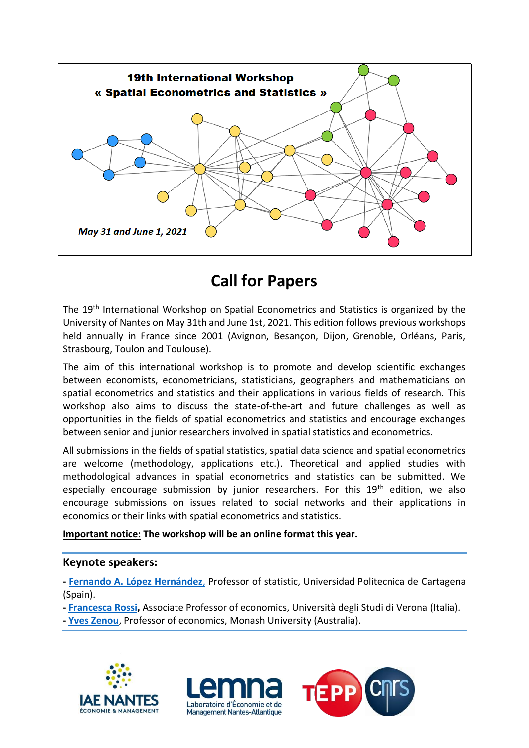**19th International Workshop**
**« Spatial Econometrics and Statistics »**

*May 31 and June 1, 2021*

# Call for Papers

The 19th International Workshop on Spatial Econometrics and Statistics is organized by the University of Nantes on May 31th and June 1st, 2021. This edition follows previous workshops held annually in France since 2001 (Avignon, Besançon, Dijon, Grenoble, Orléans, Paris, Strasbourg, Toulon and Toulouse).

The aim of this international workshop is to promote and develop scientific exchanges between economists, econometricians, statisticians, geographers and mathematicians on spatial econometrics and statistics and their applications in various fields of research. This workshop also aims to discuss the state-of-the-art and future challenges as well as opportunities in the fields of spatial econometrics and statistics and encourage exchanges between senior and junior researchers involved in spatial statistics and econometrics.

All submissions in the fields of spatial statistics, spatial data science and spatial econometrics are welcome (methodology, applications etc.). Theoretical and applied studies with methodological advances in spatial econometrics and statistics can be submitted. We especially encourage submission by junior researchers. For this 19th edition, we also encourage submissions on issues related to social networks and their applications in economics or their links with spatial econometrics and statistics.

**Important notice: The workshop will be an online format this year.**

## Keynote speakers:

- **Fernando A. López Hernández**, Professor of statistic, Universidad Politecnica de Cartagena (Spain).
- **Francesca Rossi**, Associate Professor of economics, Università degli Studi di Verona (Italia).
- **Yves Zenou**, Professor of economics, Monash University (Australia).

IAE NANTES ÉCONOMIE & MANAGEMENT

Lemna Laboratoire d'Économie et de Management Nantes-Atlantique

TEPP cnrs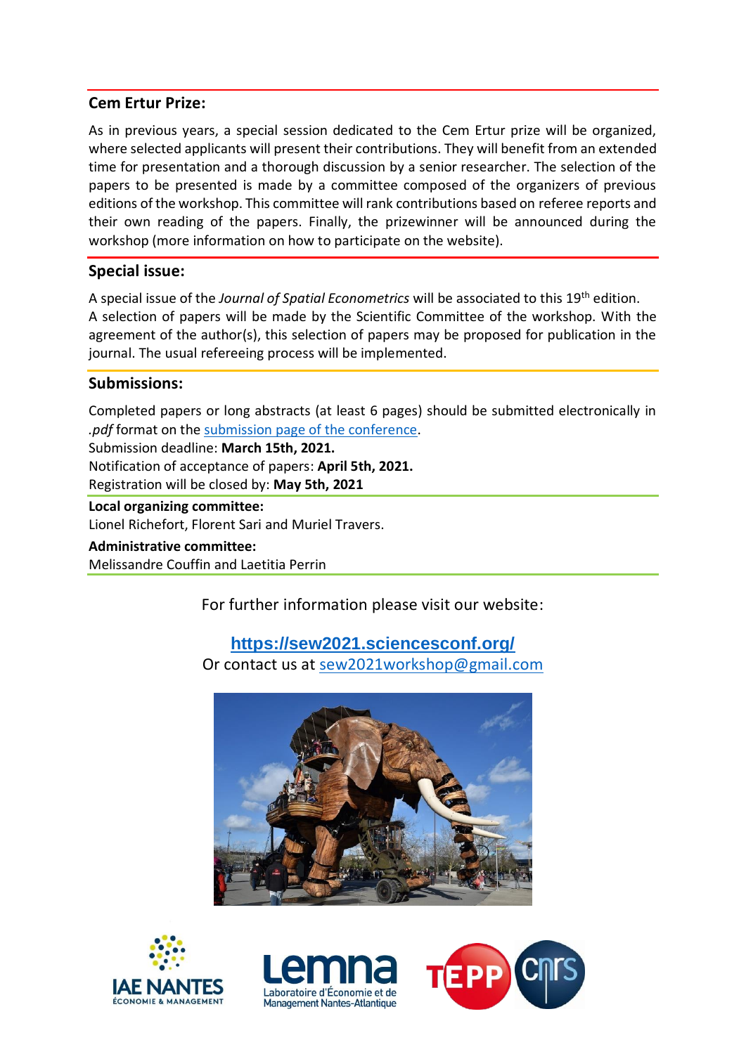## Cem Ertur Prize:

As in previous years, a special session dedicated to the Cem Ertur prize will be organized, where selected applicants will present their contributions. They will benefit from an extended time for presentation and a thorough discussion by a senior researcher. The selection of the papers to be presented is made by a committee composed of the organizers of previous editions of the workshop. This committee will rank contributions based on referee reports and their own reading of the papers. Finally, the prizewinner will be announced during the workshop (more information on how to participate on the website).

## Special issue:

A special issue of the *Journal of Spatial Econometrics* will be associated to this 19th edition. A selection of papers will be made by the Scientific Committee of the workshop. With the agreement of the author(s), this selection of papers may be proposed for publication in the journal. The usual refereeing process will be implemented.

## Submissions:

Completed papers or long abstracts (at least 6 pages) should be submitted electronically in *.pdf* format on the submission page of the conference.

Submission deadline: **March 15th, 2021.**

Notification of acceptance of papers: **April 5th, 2021.**

Registration will be closed by: **May 5th, 2021**

**Local organizing committee:**
Lionel Richefort, Florent Sari and Muriel Travers.

**Administrative committee:**
Melissandre Couffin and Laetitia Perrin

For further information please visit our website:

**https://sew2021.sciencesconf.org/**

Or contact us at sew2021workshop@gmail.com